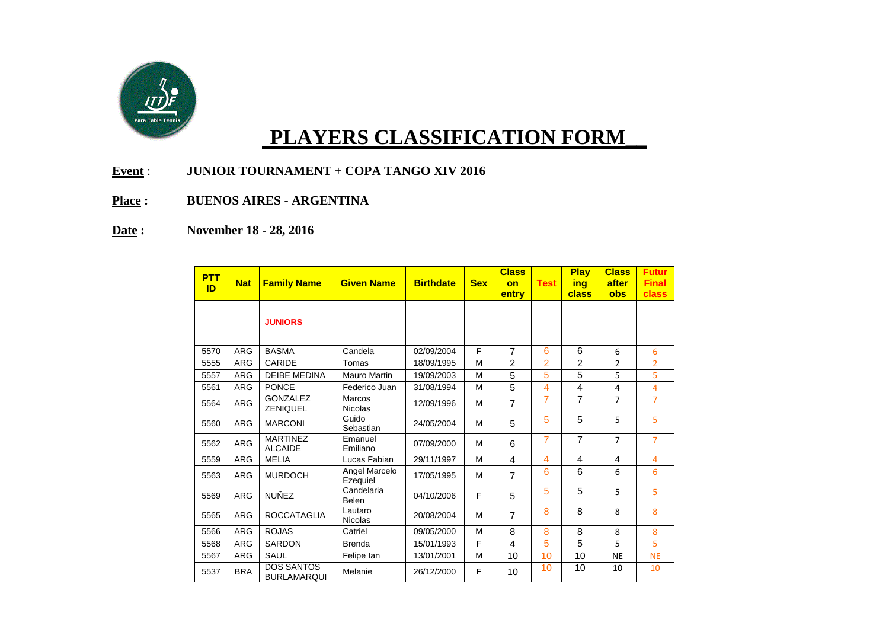# PLAYERS CLASSIFICATION FORM

**Event** : **JUNIOR TOURNAMENT + COPA TANGO XIV 2016**

**Place :** **BUENOS AIRES - ARGENTINA**

**Date :** **November 18 - 28, 2016**

| PTT ID | Nat | Family Name | Given Name | Birthdate | Sex | Class on entry | Test | Play ing class | Class after obs | Futur Final class |
|---|---|---|---|---|---|---|---|---|---|---|
| | | | | | | | | | | |
| | | **JUNIORS** | | | | | | | | |
| | | | | | | | | | | |
| 5570 | ARG | BASMA | Candela | 02/09/2004 | F | 7 | 6 | 6 | 6 | 6 |
| 5555 | ARG | CARIDE | Tomas | 18/09/1995 | M | 2 | 2 | 2 | 2 | 2 |
| 5557 | ARG | DEIBE MEDINA | Mauro Martin | 19/09/2003 | M | 5 | 5 | 5 | 5 | 5 |
| 5561 | ARG | PONCE | Federico Juan | 31/08/1994 | M | 5 | 4 | 4 | 4 | 4 |
| 5564 | ARG | GONZALEZ ZENIQUEL | Marcos Nicolas | 12/09/1996 | M | 7 | 7 | 7 | 7 | 7 |
| 5560 | ARG | MARCONI | Guido Sebastian | 24/05/2004 | M | 5 | 5 | 5 | 5 | 5 |
| 5562 | ARG | MARTINEZ ALCAIDE | Emanuel Emiliano | 07/09/2000 | M | 6 | 7 | 7 | 7 | 7 |
| 5559 | ARG | MELIA | Lucas Fabian | 29/11/1997 | M | 4 | 4 | 4 | 4 | 4 |
| 5563 | ARG | MURDOCH | Angel Marcelo Ezequiel | 17/05/1995 | M | 7 | 6 | 6 | 6 | 6 |
| 5569 | ARG | NUÑEZ | Candelaria Belen | 04/10/2006 | F | 5 | 5 | 5 | 5 | 5 |
| 5565 | ARG | ROCCATAGLIA | Lautaro Nicolas | 20/08/2004 | M | 7 | 8 | 8 | 8 | 8 |
| 5566 | ARG | ROJAS | Catriel | 09/05/2000 | M | 8 | 8 | 8 | 8 | 8 |
| 5568 | ARG | SARDON | Brenda | 15/01/1993 | F | 4 | 5 | 5 | 5 | 5 |
| 5567 | ARG | SAUL | Felipe Ian | 13/01/2001 | M | 10 | 10 | 10 | NE | NE |
| 5537 | BRA | DOS SANTOS BURLAMARQUI | Melanie | 26/12/2000 | F | 10 | 10 | 10 | 10 | 10 |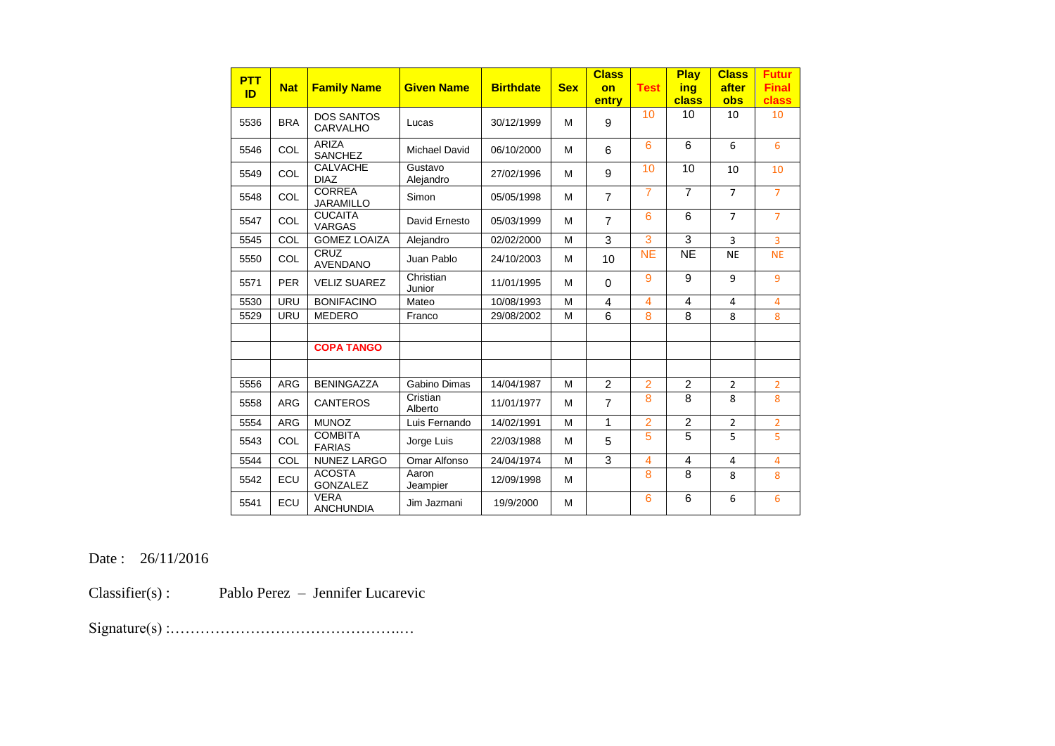| PTT ID | Nat | Family Name | Given Name | Birthdate | Sex | Class on entry | Test | Playing class | Class after obs | Futur Final class |
|---|---|---|---|---|---|---|---|---|---|---|
| 5536 | BRA | DOS SANTOS CARVALHO | Lucas | 30/12/1999 | M | 9 | 10 | 10 | 10 | 10 |
| 5546 | COL | ARIZA SANCHEZ | Michael David | 06/10/2000 | M | 6 | 6 | 6 | 6 | 6 |
| 5549 | COL | CALVACHE DIAZ | Gustavo Alejandro | 27/02/1996 | M | 9 | 10 | 10 | 10 | 10 |
| 5548 | COL | CORREA JARAMILLO | Simon | 05/05/1998 | M | 7 | 7 | 7 | 7 | 7 |
| 5547 | COL | CUCAITA VARGAS | David Ernesto | 05/03/1999 | M | 7 | 6 | 6 | 7 | 7 |
| 5545 | COL | GOMEZ LOAIZA | Alejandro | 02/02/2000 | M | 3 | 3 | 3 | 3 | 3 |
| 5550 | COL | CRUZ AVENDANO | Juan Pablo | 24/10/2003 | M | 10 | NE | NE | NE | NE |
| 5571 | PER | VELIZ SUAREZ | Christian Junior | 11/01/1995 | M | 0 | 9 | 9 | 9 | 9 |
| 5530 | URU | BONIFACINO | Mateo | 10/08/1993 | M | 4 | 4 | 4 | 4 | 4 |
| 5529 | URU | MEDERO | Franco | 29/08/2002 | M | 6 | 8 | 8 | 8 | 8 |
| | | | | | | | | | | |
| | | **COPA TANGO** | | | | | | | | |
| | | | | | | | | | | |
| 5556 | ARG | BENINGAZZA | Gabino Dimas | 14/04/1987 | M | 2 | 2 | 2 | 2 | 2 |
| 5558 | ARG | CANTEROS | Cristian Alberto | 11/01/1977 | M | 7 | 8 | 8 | 8 | 8 |
| 5554 | ARG | MUNOZ | Luis Fernando | 14/02/1991 | M | 1 | 2 | 2 | 2 | 2 |
| 5543 | COL | COMBITA FARIAS | Jorge Luis | 22/03/1988 | M | 5 | 5 | 5 | 5 | 5 |
| 5544 | COL | NUNEZ LARGO | Omar Alfonso | 24/04/1974 | M | 3 | 4 | 4 | 4 | 4 |
| 5542 | ECU | ACOSTA GONZALEZ | Aaron Jeampier | 12/09/1998 | M | | 8 | 8 | 8 | 8 |
| 5541 | ECU | VERA ANCHUNDIA | Jim Jazmani | 19/9/2000 | M | | 6 | 6 | 6 | 6 |

Date : 26/11/2016

Classifier(s) : Pablo Perez – Jennifer Lucarevic

Signature(s) :…………………………………………..…